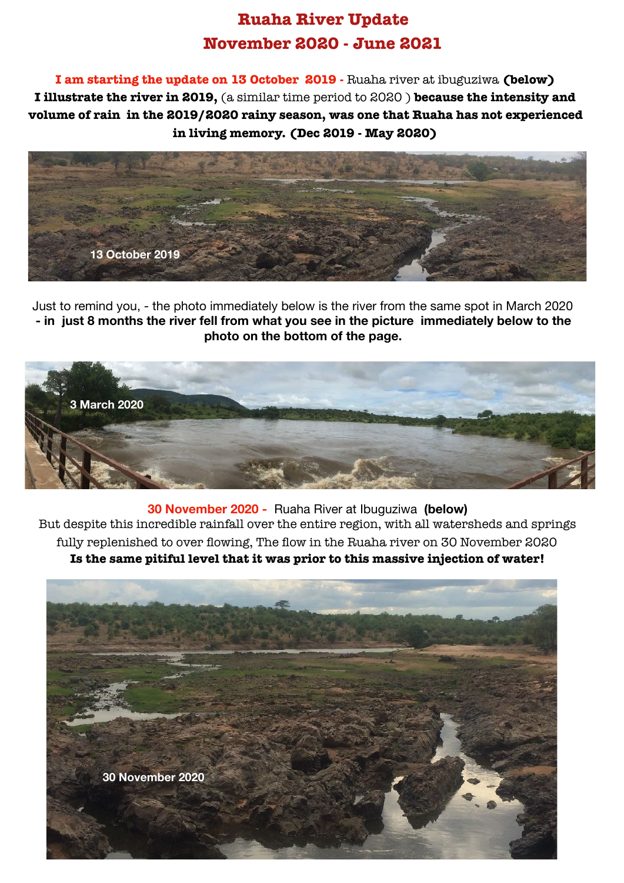# Ruaha River Update
# November 2020 - June 2021

**I am starting the update on 13 October 2019 -** Ruaha river at ibuguziwa **(below)**
**I illustrate the river in 2019,** (a similar time period to 2020 ) **because the intensity and volume of rain in the 2019/2020 rainy season, was one that Ruaha has not experienced in living memory. (Dec 2019 - May 2020)**

13 October 2019

Just to remind you, - the photo immediately below is the river from the same spot in March 2020 **- in just 8 months the river fell from what you see in the picture immediately below to the photo on the bottom of the page.**

3 March 2020

**30 November 2020 -** Ruaha River at Ibuguziwa **(below)**
But despite this incredible rainfall over the entire region, with all watersheds and springs fully replenished to over flowing, The flow in the Ruaha river on 30 November 2020 **Is the same pitiful level that it was prior to this massive injection of water!**

30 November 2020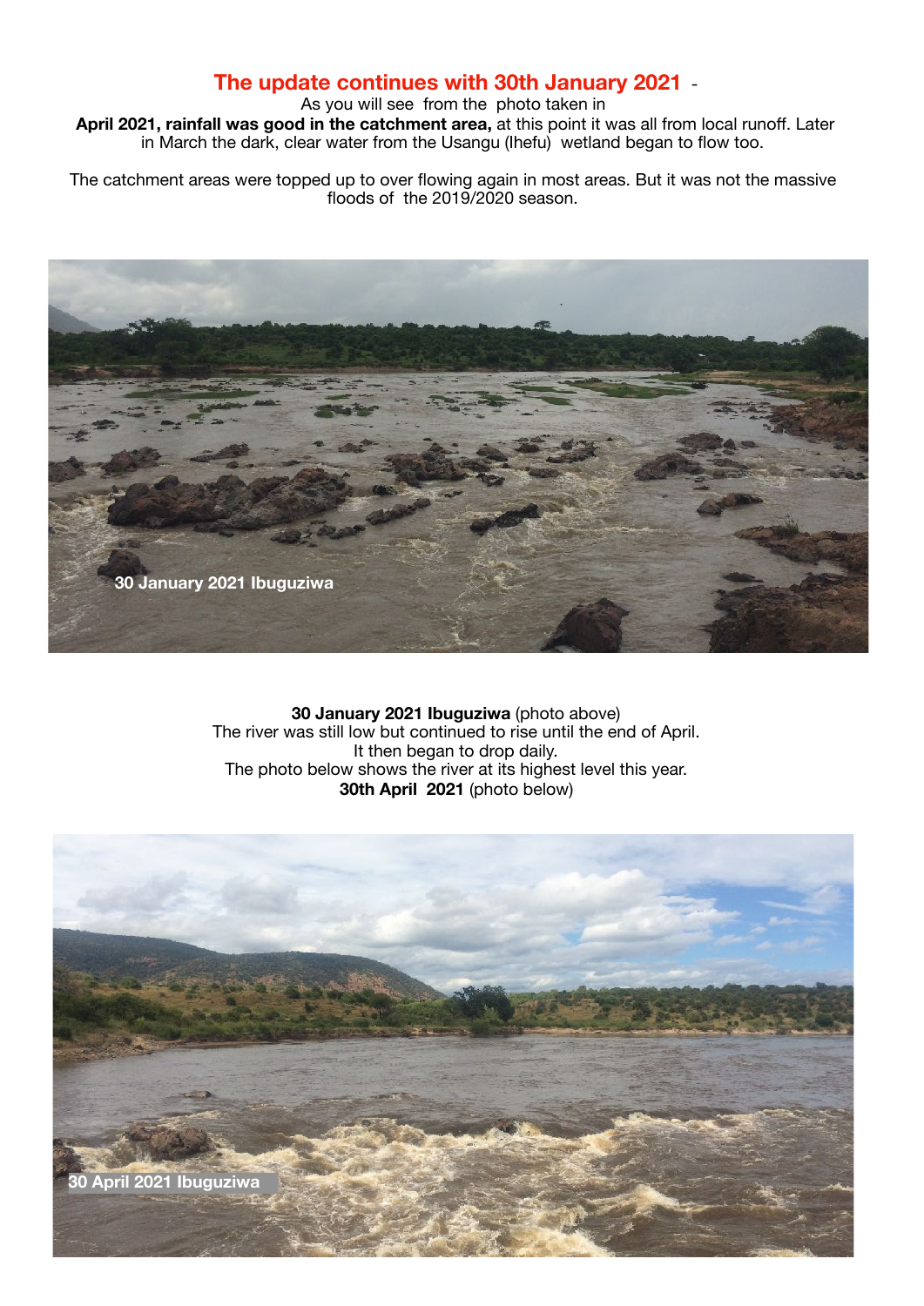## The update continues with 30th January 2021 -

As you will see from the photo taken in **April 2021, rainfall was good in the catchment area,** at this point it was all from local runoff. Later in March the dark, clear water from the Usangu (Ihefu) wetland began to flow too.

The catchment areas were topped up to over flowing again in most areas. But it was not the massive floods of the 2019/2020 season.

**30 January 2021 Ibuguziwa** (photo above)
The river was still low but continued to rise until the end of April.
It then began to drop daily.
The photo below shows the river at its highest level this year.
**30th April 2021** (photo below)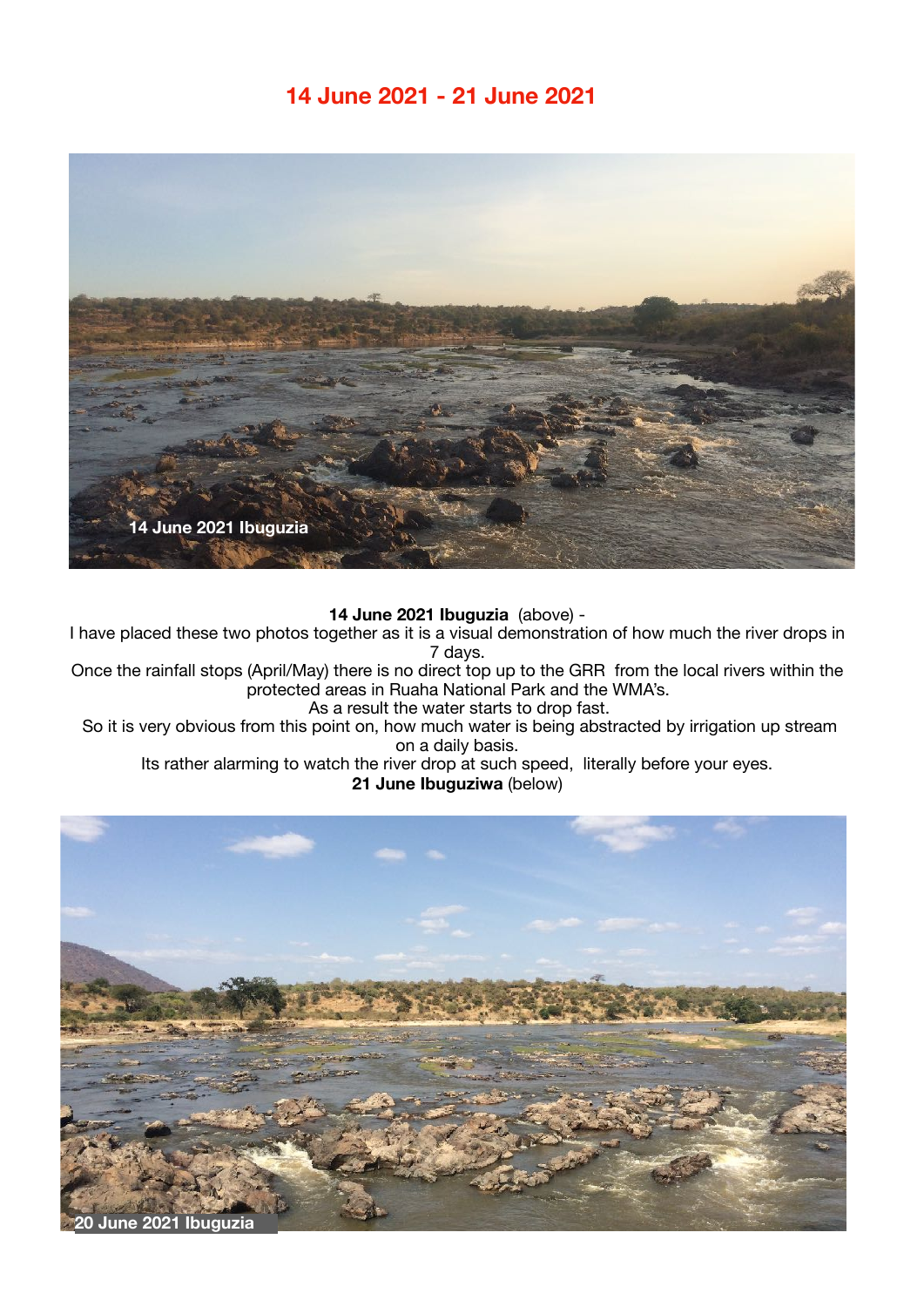# 14 June 2021 - 21 June 2021

14 June 2021 Ibuguzia

**14 June 2021 Ibuguzia** (above) -

I have placed these two photos together as it is a visual demonstration of how much the river drops in 7 days.

Once the rainfall stops (April/May) there is no direct top up to the GRR from the local rivers within the protected areas in Ruaha National Park and the WMA's.

As a result the water starts to drop fast.

So it is very obvious from this point on, how much water is being abstracted by irrigation up stream on a daily basis.

Its rather alarming to watch the river drop at such speed, literally before your eyes.

**21 June Ibuguziwa** (below)

20 June 2021 Ibuguzia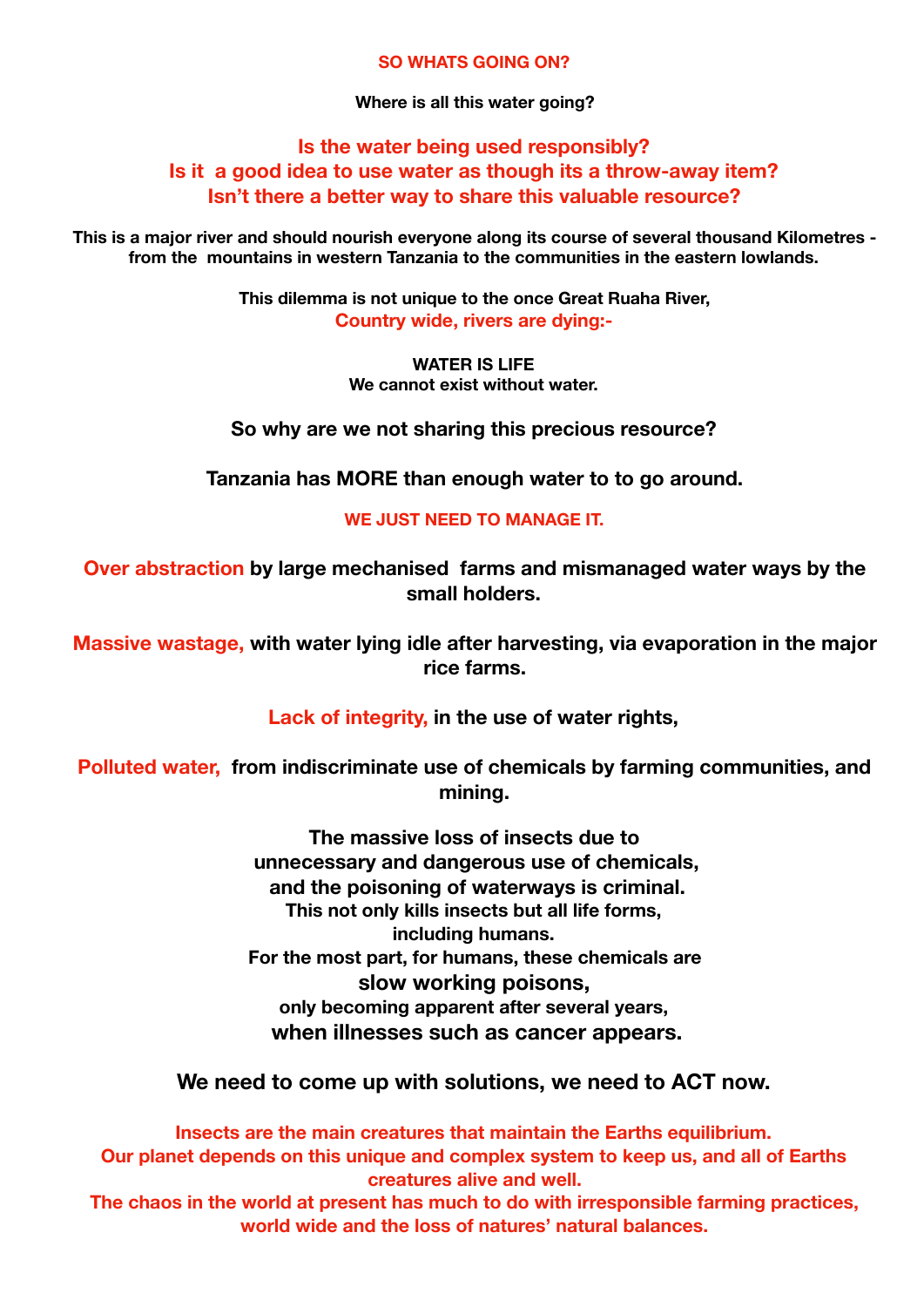## SO WHATS GOING ON?

**Where is all this water going?**

**Is the water being used responsibly?**
**Is it a good idea to use water as though its a throw-away item?**
**Isn't there a better way to share this valuable resource?**

**This is a major river and should nourish everyone along its course of several thousand Kilometres - from the mountains in western Tanzania to the communities in the eastern lowlands.**

**This dilemma is not unique to the once Great Ruaha River,**
**Country wide, rivers are dying:-**

**WATER IS LIFE**
**We cannot exist without water.**

**So why are we not sharing this precious resource?**

**Tanzania has MORE than enough water to to go around.**

**WE JUST NEED TO MANAGE IT.**

**Over abstraction by large mechanised farms and mismanaged water ways by the small holders.**

**Massive wastage, with water lying idle after harvesting, via evaporation in the major rice farms.**

**Lack of integrity, in the use of water rights,**

**Polluted water, from indiscriminate use of chemicals by farming communities, and mining.**

**The massive loss of insects due to**
**unnecessary and dangerous use of chemicals,**
**and the poisoning of waterways is criminal.**
**This not only kills insects but all life forms,**
**including humans.**
**For the most part, for humans, these chemicals are**
**slow working poisons,**
**only becoming apparent after several years,**
**when illnesses such as cancer appears.**

**We need to come up with solutions, we need to ACT now.**

**Insects are the main creatures that maintain the Earths equilibrium.**
**Our planet depends on this unique and complex system to keep us, and all of Earths creatures alive and well.**
**The chaos in the world at present has much to do with irresponsible farming practices, world wide and the loss of natures' natural balances.**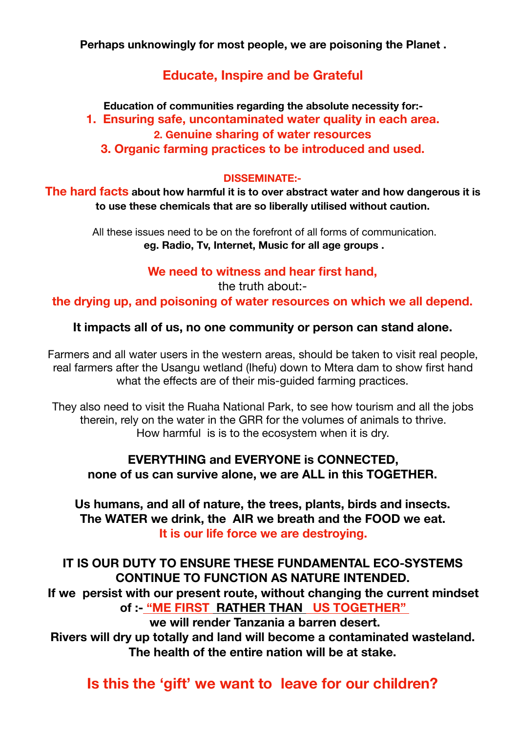**Perhaps unknowingly for most people, we are poisoning the Planet .**

## Educate, Inspire and be Grateful

**Education of communities regarding the absolute necessity for:-**

1. **Ensuring safe, uncontaminated water quality in each area.**
2. **Genuine sharing of water resources**
3. **Organic farming practices to be introduced and used.**

**DISSEMINATE:-**

**The hard facts about how harmful it is to over abstract water and how dangerous it is to use these chemicals that are so liberally utilised without caution.**

All these issues need to be on the forefront of all forms of communication.
**eg. Radio, Tv, Internet, Music for all age groups .**

**We need to witness and hear first hand,**
the truth about:-
**the drying up, and poisoning of water resources on which we all depend.**

**It impacts all of us, no one community or person can stand alone.**

Farmers and all water users in the western areas, should be taken to visit real people, real farmers after the Usangu wetland (Ihefu) down to Mtera dam to show first hand what the effects are of their mis-guided farming practices.

They also need to visit the Ruaha National Park, to see how tourism and all the jobs therein, rely on the water in the GRR for the volumes of animals to thrive.
How harmful is is to the ecosystem when it is dry.

**EVERYTHING and EVERYONE is CONNECTED,**
**none of us can survive alone, we are ALL in this TOGETHER.**

**Us humans, and all of nature, the trees, plants, birds and insects.**
**The WATER we drink, the AIR we breath and the FOOD we eat.**
**It is our life force we are destroying.**

**IT IS OUR DUTY TO ENSURE THESE FUNDAMENTAL ECO-SYSTEMS CONTINUE TO FUNCTION AS NATURE INTENDED.**
**If we persist with our present route, without changing the current mindset of :- "ME FIRST RATHER THAN US TOGETHER"**
**we will render Tanzania a barren desert.**
**Rivers will dry up totally and land will become a contaminated wasteland.**
**The health of the entire nation will be at stake.**

## Is this the 'gift' we want to leave for our children?